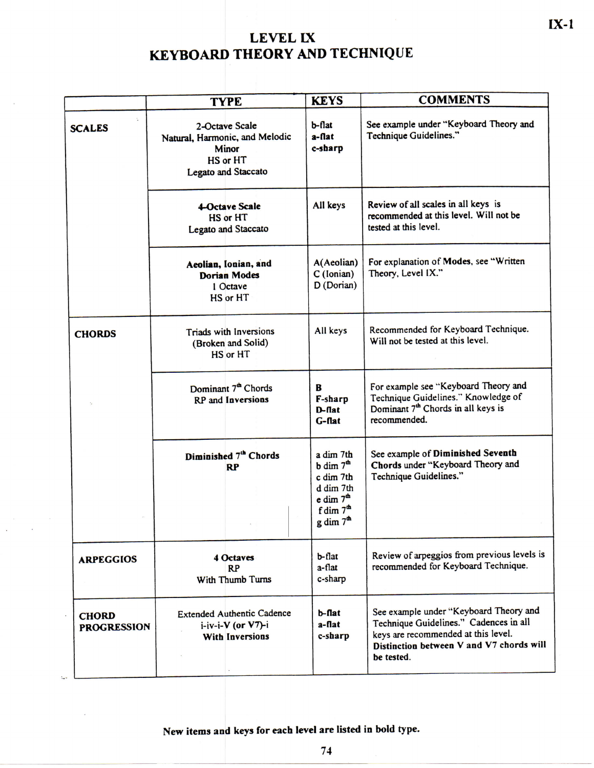# LEVEL IX
# KEYBOARD THEORY AND TECHNIQUE

| | TYPE | KEYS | COMMENTS |
|---|---|---|---|
| **SCALES** | 2-Octave Scale<br>Natural, Harmonic, and Melodic Minor<br>HS or HT<br>Legato and Staccato | b-flat<br>**a-flat**<br>**c-sharp** | See example under "Keyboard Theory and Technique Guidelines." |
| | **4-Octave Scale**<br>HS or HT<br>Legato and Staccato | All keys | Review of all scales in all keys is recommended at this level. Will not be tested at this level. |
| | **Aeolian, Ionian, and Dorian Modes**<br>1 Octave<br>HS or HT | A(Aeolian)<br>C (Ionian)<br>D (Dorian) | For explanation of **Modes**, see "Written Theory, Level IX." |
| **CHORDS** | Triads with Inversions<br>(Broken and Solid)<br>HS or HT | All keys | Recommended for Keyboard Technique. Will not be tested at this level. |
| | Dominant 7th Chords<br>RP and **Inversions** | **B**<br>**F-sharp**<br>**D-flat**<br>**G-flat** | For example see "Keyboard Theory and Technique Guidelines." Knowledge of Dominant 7th Chords in all keys is recommended. |
| | **Diminished 7th Chords**<br>**RP** | a dim 7th<br>b dim 7th<br>c dim 7th<br>d dim 7th<br>e dim 7th<br>f dim 7th<br>g dim 7th | See example of **Diminished Seventh Chords** under "Keyboard Theory and Technique Guidelines." |
| **ARPEGGIOS** | **4 Octaves**<br>RP<br>With Thumb Turns | b-flat<br>a-flat<br>c-sharp | Review of arpeggios from previous levels is recommended for Keyboard Technique. |
| **CHORD PROGRESSION** | Extended Authentic Cadence<br>i-iv-i-**V (or V7)**-i<br>**With Inversions** | **b-flat**<br>**a-flat**<br>**c-sharp** | See example under "Keyboard Theory and Technique Guidelines." Cadences in all keys are recommended at this level. **Distinction between V and V7 chords will be tested.** |

**New items and keys for each level are listed in bold type.**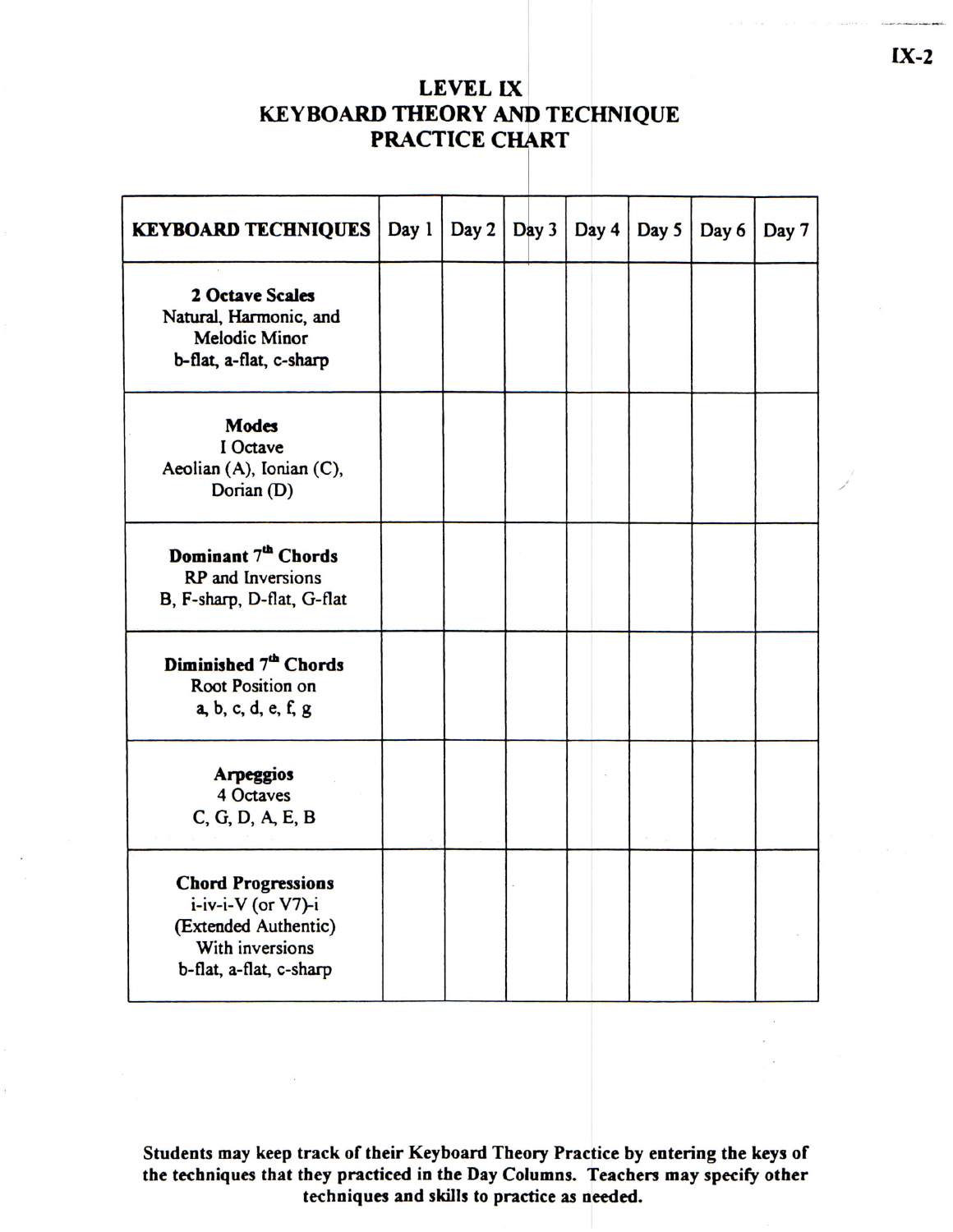# LEVEL IX
# KEYBOARD THEORY AND TECHNIQUE
# PRACTICE CHART

| KEYBOARD TECHNIQUES | Day 1 | Day 2 | Day 3 | Day 4 | Day 5 | Day 6 | Day 7 |
|---|---|---|---|---|---|---|---|
| **2 Octave Scales**<br>Natural, Harmonic, and Melodic Minor<br>b-flat, a-flat, c-sharp | | | | | | | |
| **Modes**<br>I Octave<br>Aeolian (A), Ionian (C), Dorian (D) | | | | | | | |
| **Dominant 7th Chords**<br>RP and Inversions<br>B, F-sharp, D-flat, G-flat | | | | | | | |
| **Diminished 7th Chords**<br>Root Position on<br>a, b, c, d, e, f, g | | | | | | | |
| **Arpeggios**<br>4 Octaves<br>C, G, D, A, E, B | | | | | | | |
| **Chord Progressions**<br>i-iv-i-V (or V7)-i<br>(Extended Authentic)<br>With inversions<br>b-flat, a-flat, c-sharp | | | | | | | |

**Students may keep track of their Keyboard Theory Practice by entering the keys of the techniques that they practiced in the Day Columns. Teachers may specify other techniques and skills to practice as needed.**